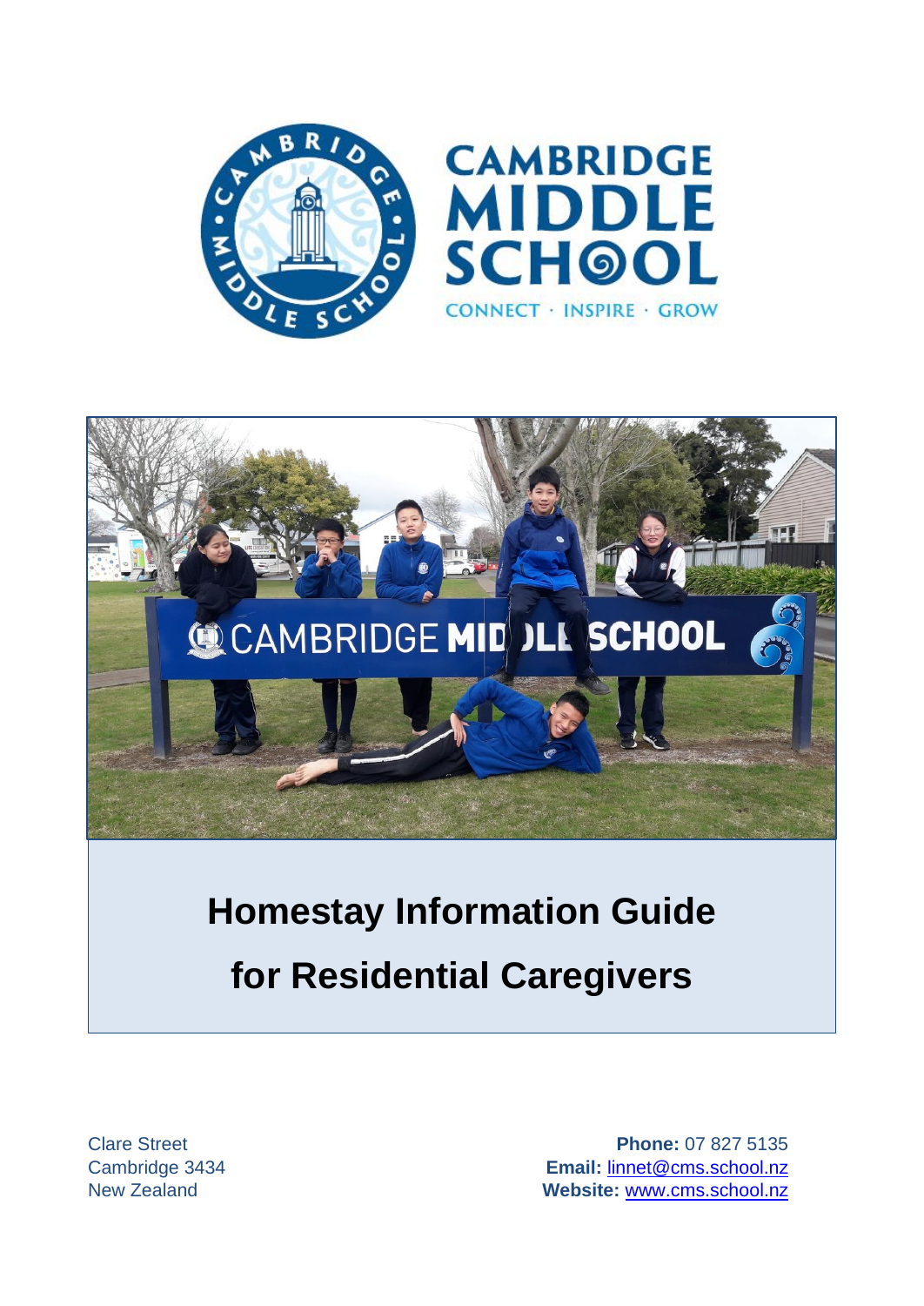# Homestay Information Guide

# for Residential Caregivers

Clare Street
Cambridge 3434
New Zealand

**Phone:** 07 827 5135
**Email:** linnet@cms.school.nz
**Website:** www.cms.school.nz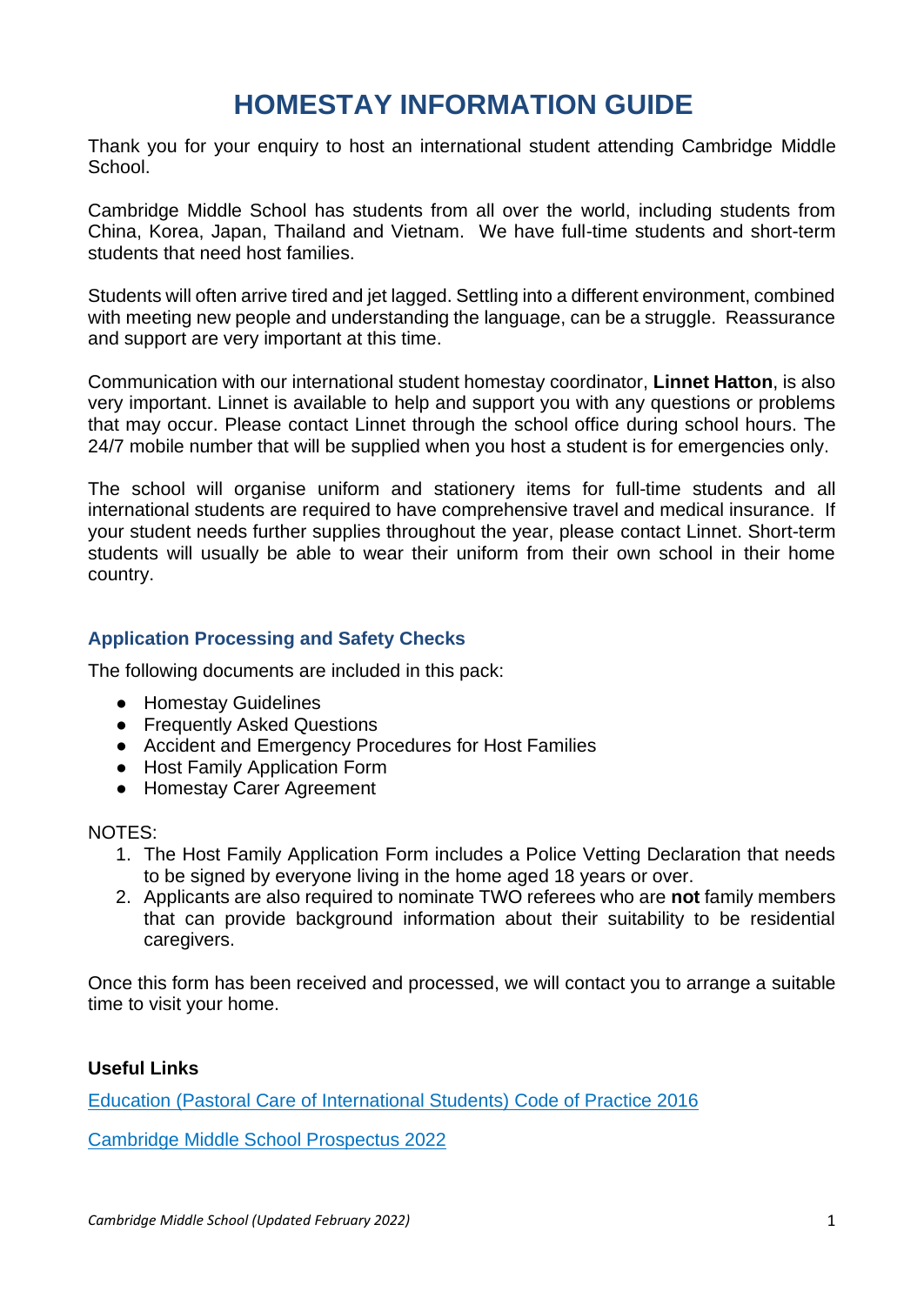# HOMESTAY INFORMATION GUIDE

Thank you for your enquiry to host an international student attending Cambridge Middle School.

Cambridge Middle School has students from all over the world, including students from China, Korea, Japan, Thailand and Vietnam. We have full-time students and short-term students that need host families.

Students will often arrive tired and jet lagged. Settling into a different environment, combined with meeting new people and understanding the language, can be a struggle. Reassurance and support are very important at this time.

Communication with our international student homestay coordinator, **Linnet Hatton**, is also very important. Linnet is available to help and support you with any questions or problems that may occur. Please contact Linnet through the school office during school hours. The 24/7 mobile number that will be supplied when you host a student is for emergencies only.

The school will organise uniform and stationery items for full-time students and all international students are required to have comprehensive travel and medical insurance. If your student needs further supplies throughout the year, please contact Linnet. Short-term students will usually be able to wear their uniform from their own school in their home country.

### Application Processing and Safety Checks

The following documents are included in this pack:

- Homestay Guidelines
- Frequently Asked Questions
- Accident and Emergency Procedures for Host Families
- Host Family Application Form
- Homestay Carer Agreement

NOTES:

1. The Host Family Application Form includes a Police Vetting Declaration that needs to be signed by everyone living in the home aged 18 years or over.
2. Applicants are also required to nominate TWO referees who are **not** family members that can provide background information about their suitability to be residential caregivers.

Once this form has been received and processed, we will contact you to arrange a suitable time to visit your home.

**Useful Links**

Education (Pastoral Care of International Students) Code of Practice 2016

Cambridge Middle School Prospectus 2022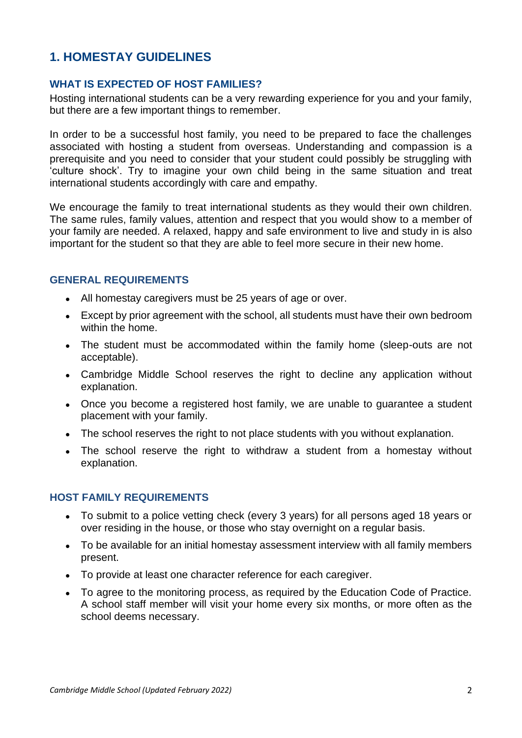# 1. HOMESTAY GUIDELINES

## WHAT IS EXPECTED OF HOST FAMILIES?

Hosting international students can be a very rewarding experience for you and your family, but there are a few important things to remember.

In order to be a successful host family, you need to be prepared to face the challenges associated with hosting a student from overseas. Understanding and compassion is a prerequisite and you need to consider that your student could possibly be struggling with 'culture shock'. Try to imagine your own child being in the same situation and treat international students accordingly with care and empathy.

We encourage the family to treat international students as they would their own children. The same rules, family values, attention and respect that you would show to a member of your family are needed. A relaxed, happy and safe environment to live and study in is also important for the student so that they are able to feel more secure in their new home.

## GENERAL REQUIREMENTS

- All homestay caregivers must be 25 years of age or over.
- Except by prior agreement with the school, all students must have their own bedroom within the home.
- The student must be accommodated within the family home (sleep-outs are not acceptable).
- Cambridge Middle School reserves the right to decline any application without explanation.
- Once you become a registered host family, we are unable to guarantee a student placement with your family.
- The school reserves the right to not place students with you without explanation.
- The school reserve the right to withdraw a student from a homestay without explanation.

## HOST FAMILY REQUIREMENTS

- To submit to a police vetting check (every 3 years) for all persons aged 18 years or over residing in the house, or those who stay overnight on a regular basis.
- To be available for an initial homestay assessment interview with all family members present.
- To provide at least one character reference for each caregiver.
- To agree to the monitoring process, as required by the Education Code of Practice. A school staff member will visit your home every six months, or more often as the school deems necessary.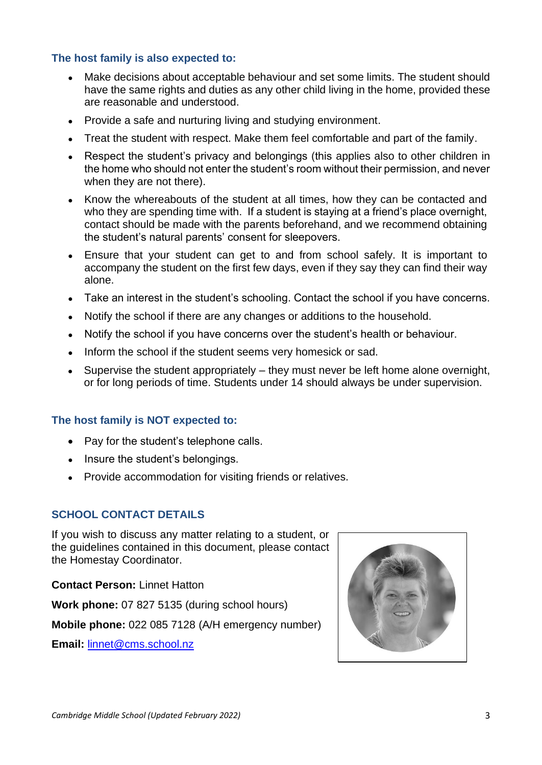### The host family is also expected to:

- Make decisions about acceptable behaviour and set some limits. The student should have the same rights and duties as any other child living in the home, provided these are reasonable and understood.
- Provide a safe and nurturing living and studying environment.
- Treat the student with respect. Make them feel comfortable and part of the family.
- Respect the student's privacy and belongings (this applies also to other children in the home who should not enter the student's room without their permission, and never when they are not there).
- Know the whereabouts of the student at all times, how they can be contacted and who they are spending time with. If a student is staying at a friend's place overnight, contact should be made with the parents beforehand, and we recommend obtaining the student's natural parents' consent for sleepovers.
- Ensure that your student can get to and from school safely. It is important to accompany the student on the first few days, even if they say they can find their way alone.
- Take an interest in the student's schooling. Contact the school if you have concerns.
- Notify the school if there are any changes or additions to the household.
- Notify the school if you have concerns over the student's health or behaviour.
- Inform the school if the student seems very homesick or sad.
- Supervise the student appropriately – they must never be left home alone overnight, or for long periods of time. Students under 14 should always be under supervision.

### The host family is NOT expected to:

- Pay for the student's telephone calls.
- Insure the student's belongings.
- Provide accommodation for visiting friends or relatives.

## SCHOOL CONTACT DETAILS

If you wish to discuss any matter relating to a student, or the guidelines contained in this document, please contact the Homestay Coordinator.

**Contact Person:** Linnet Hatton

**Work phone:** 07 827 5135 (during school hours)

**Mobile phone:** 022 085 7128 (A/H emergency number)

**Email:** linnet@cms.school.nz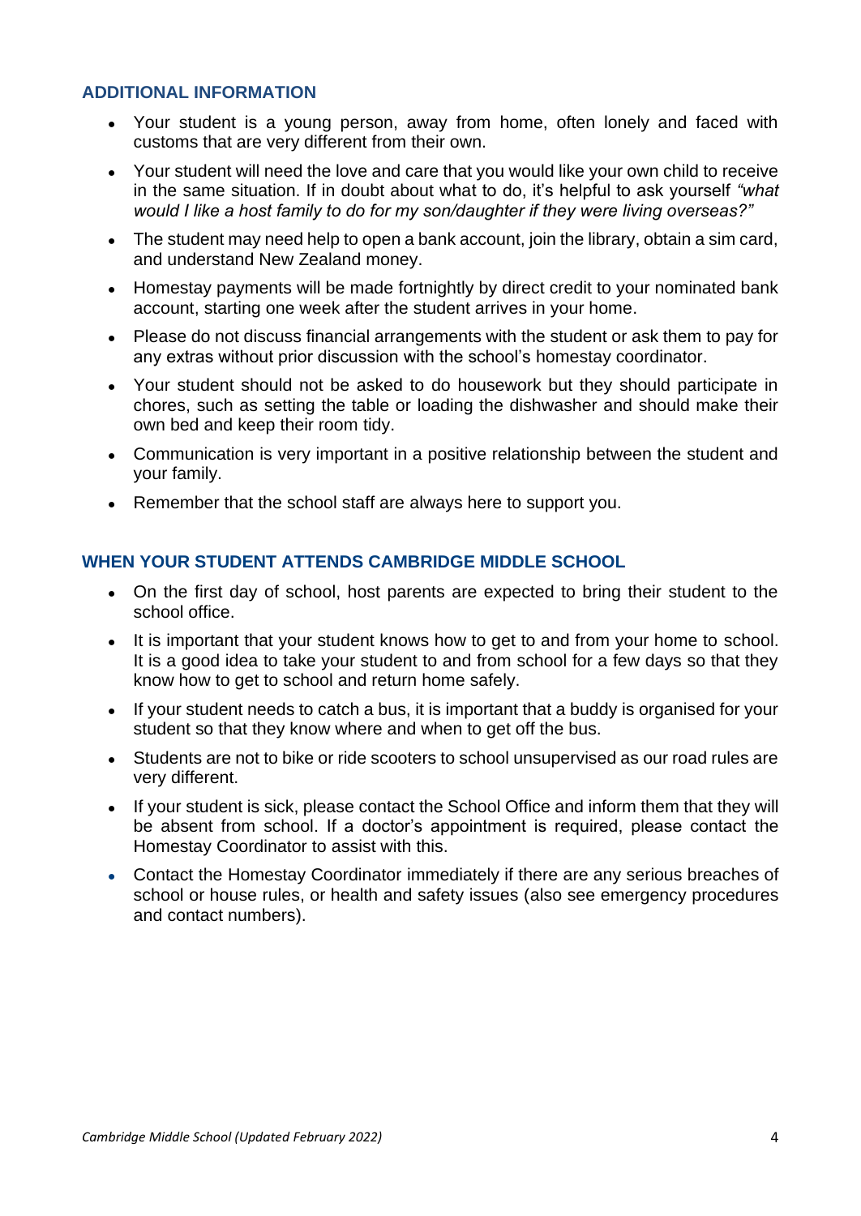## ADDITIONAL INFORMATION

- Your student is a young person, away from home, often lonely and faced with customs that are very different from their own.
- Your student will need the love and care that you would like your own child to receive in the same situation. If in doubt about what to do, it's helpful to ask yourself *"what would I like a host family to do for my son/daughter if they were living overseas?"*
- The student may need help to open a bank account, join the library, obtain a sim card, and understand New Zealand money.
- Homestay payments will be made fortnightly by direct credit to your nominated bank account, starting one week after the student arrives in your home.
- Please do not discuss financial arrangements with the student or ask them to pay for any extras without prior discussion with the school's homestay coordinator.
- Your student should not be asked to do housework but they should participate in chores, such as setting the table or loading the dishwasher and should make their own bed and keep their room tidy.
- Communication is very important in a positive relationship between the student and your family.
- Remember that the school staff are always here to support you.

## WHEN YOUR STUDENT ATTENDS CAMBRIDGE MIDDLE SCHOOL

- On the first day of school, host parents are expected to bring their student to the school office.
- It is important that your student knows how to get to and from your home to school. It is a good idea to take your student to and from school for a few days so that they know how to get to school and return home safely.
- If your student needs to catch a bus, it is important that a buddy is organised for your student so that they know where and when to get off the bus.
- Students are not to bike or ride scooters to school unsupervised as our road rules are very different.
- If your student is sick, please contact the School Office and inform them that they will be absent from school. If a doctor's appointment is required, please contact the Homestay Coordinator to assist with this.
- Contact the Homestay Coordinator immediately if there are any serious breaches of school or house rules, or health and safety issues (also see emergency procedures and contact numbers).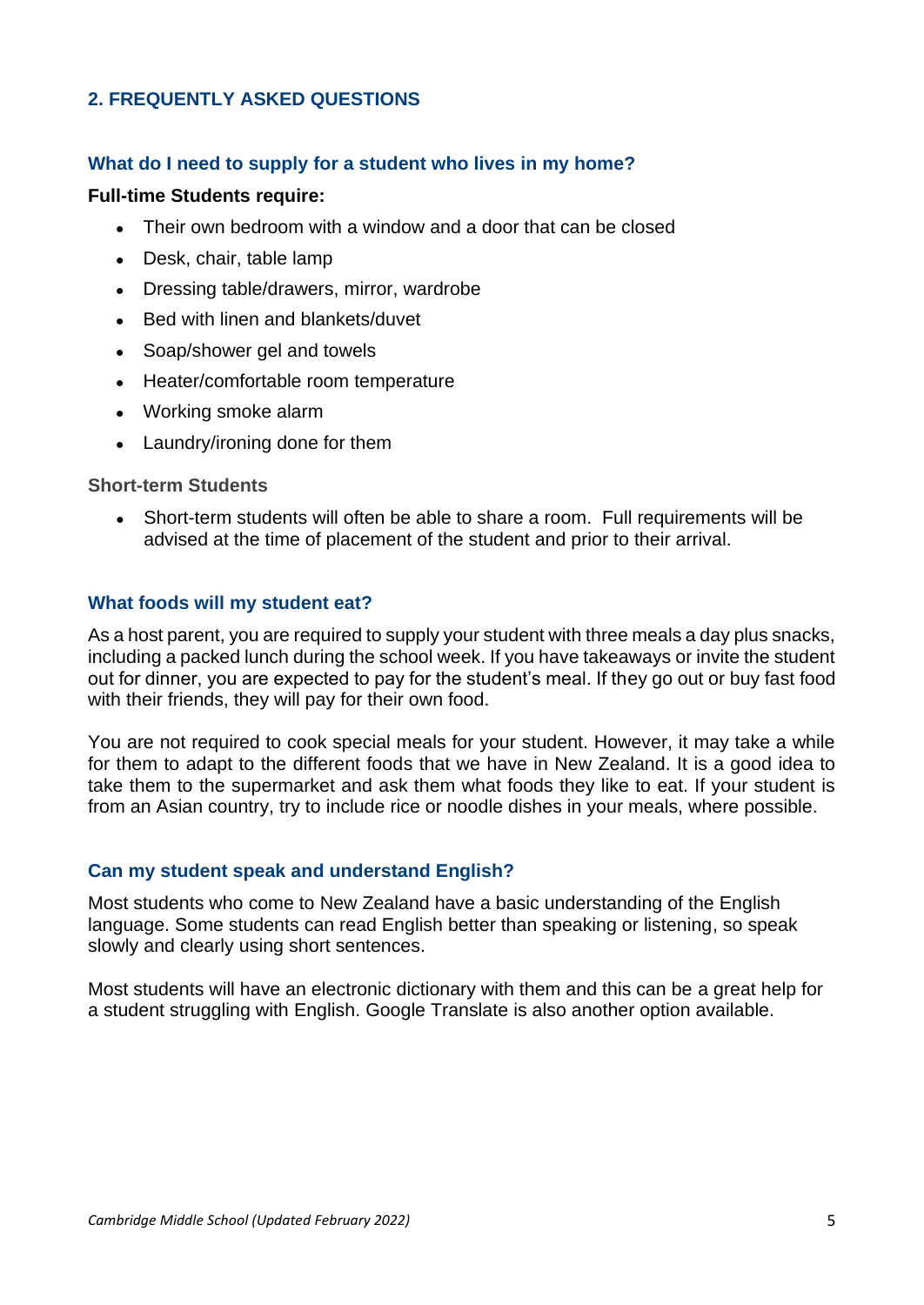## 2. FREQUENTLY ASKED QUESTIONS

### What do I need to supply for a student who lives in my home?

**Full-time Students require:**

- Their own bedroom with a window and a door that can be closed
- Desk, chair, table lamp
- Dressing table/drawers, mirror, wardrobe
- Bed with linen and blankets/duvet
- Soap/shower gel and towels
- Heater/comfortable room temperature
- Working smoke alarm
- Laundry/ironing done for them

**Short-term Students**

- Short-term students will often be able to share a room. Full requirements will be advised at the time of placement of the student and prior to their arrival.

### What foods will my student eat?

As a host parent, you are required to supply your student with three meals a day plus snacks, including a packed lunch during the school week. If you have takeaways or invite the student out for dinner, you are expected to pay for the student's meal. If they go out or buy fast food with their friends, they will pay for their own food.

You are not required to cook special meals for your student. However, it may take a while for them to adapt to the different foods that we have in New Zealand. It is a good idea to take them to the supermarket and ask them what foods they like to eat. If your student is from an Asian country, try to include rice or noodle dishes in your meals, where possible.

### Can my student speak and understand English?

Most students who come to New Zealand have a basic understanding of the English language. Some students can read English better than speaking or listening, so speak slowly and clearly using short sentences.

Most students will have an electronic dictionary with them and this can be a great help for a student struggling with English. Google Translate is also another option available.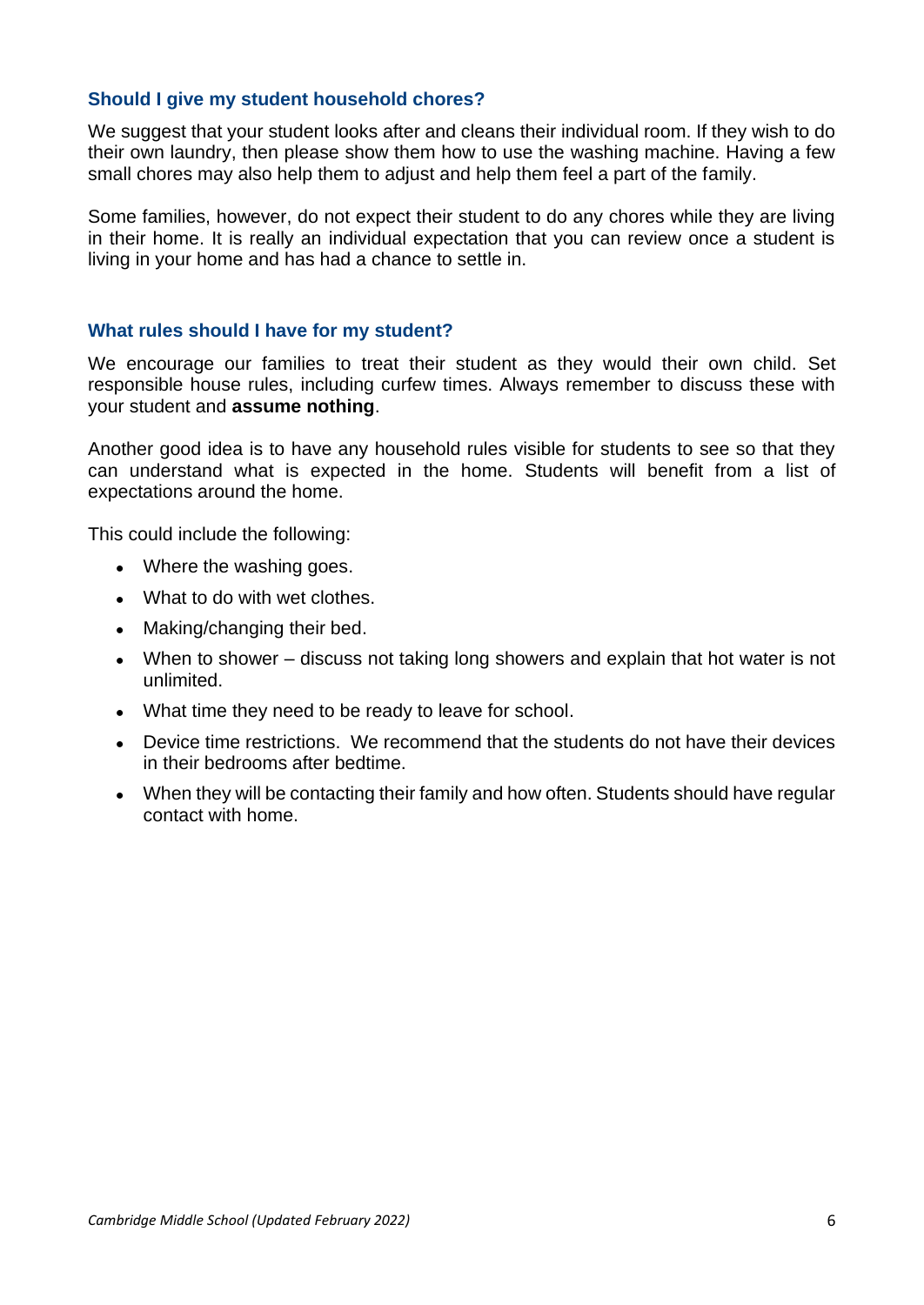### Should I give my student household chores?

We suggest that your student looks after and cleans their individual room. If they wish to do their own laundry, then please show them how to use the washing machine. Having a few small chores may also help them to adjust and help them feel a part of the family.

Some families, however, do not expect their student to do any chores while they are living in their home. It is really an individual expectation that you can review once a student is living in your home and has had a chance to settle in.

### What rules should I have for my student?

We encourage our families to treat their student as they would their own child. Set responsible house rules, including curfew times. Always remember to discuss these with your student and **assume nothing**.

Another good idea is to have any household rules visible for students to see so that they can understand what is expected in the home. Students will benefit from a list of expectations around the home.

This could include the following:

- Where the washing goes.
- What to do with wet clothes.
- Making/changing their bed.
- When to shower – discuss not taking long showers and explain that hot water is not unlimited.
- What time they need to be ready to leave for school.
- Device time restrictions. We recommend that the students do not have their devices in their bedrooms after bedtime.
- When they will be contacting their family and how often. Students should have regular contact with home.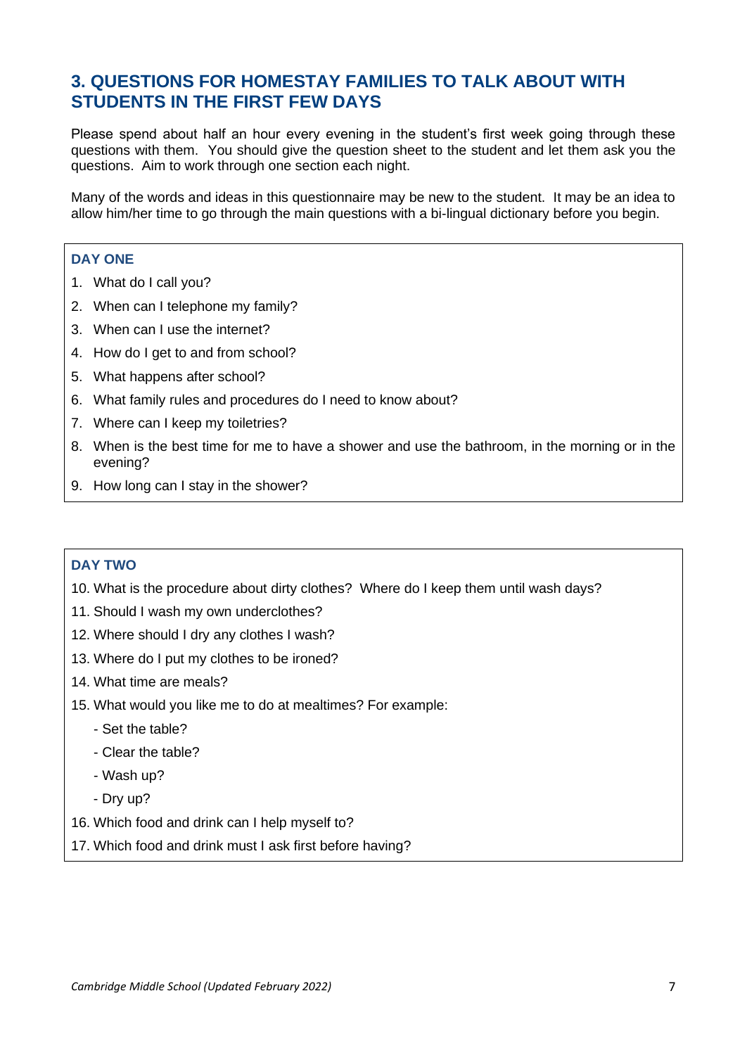## 3. QUESTIONS FOR HOMESTAY FAMILIES TO TALK ABOUT WITH STUDENTS IN THE FIRST FEW DAYS

Please spend about half an hour every evening in the student's first week going through these questions with them. You should give the question sheet to the student and let them ask you the questions. Aim to work through one section each night.

Many of the words and ideas in this questionnaire may be new to the student. It may be an idea to allow him/her time to go through the main questions with a bi-lingual dictionary before you begin.

### DAY ONE

1. What do I call you?
2. When can I telephone my family?
3. When can I use the internet?
4. How do I get to and from school?
5. What happens after school?
6. What family rules and procedures do I need to know about?
7. Where can I keep my toiletries?
8. When is the best time for me to have a shower and use the bathroom, in the morning or in the evening?
9. How long can I stay in the shower?

### DAY TWO

10. What is the procedure about dirty clothes? Where do I keep them until wash days?
11. Should I wash my own underclothes?
12. Where should I dry any clothes I wash?
13. Where do I put my clothes to be ironed?
14. What time are meals?
15. What would you like me to do at mealtimes? For example:
    - Set the table?
    - Clear the table?
    - Wash up?
    - Dry up?
16. Which food and drink can I help myself to?
17. Which food and drink must I ask first before having?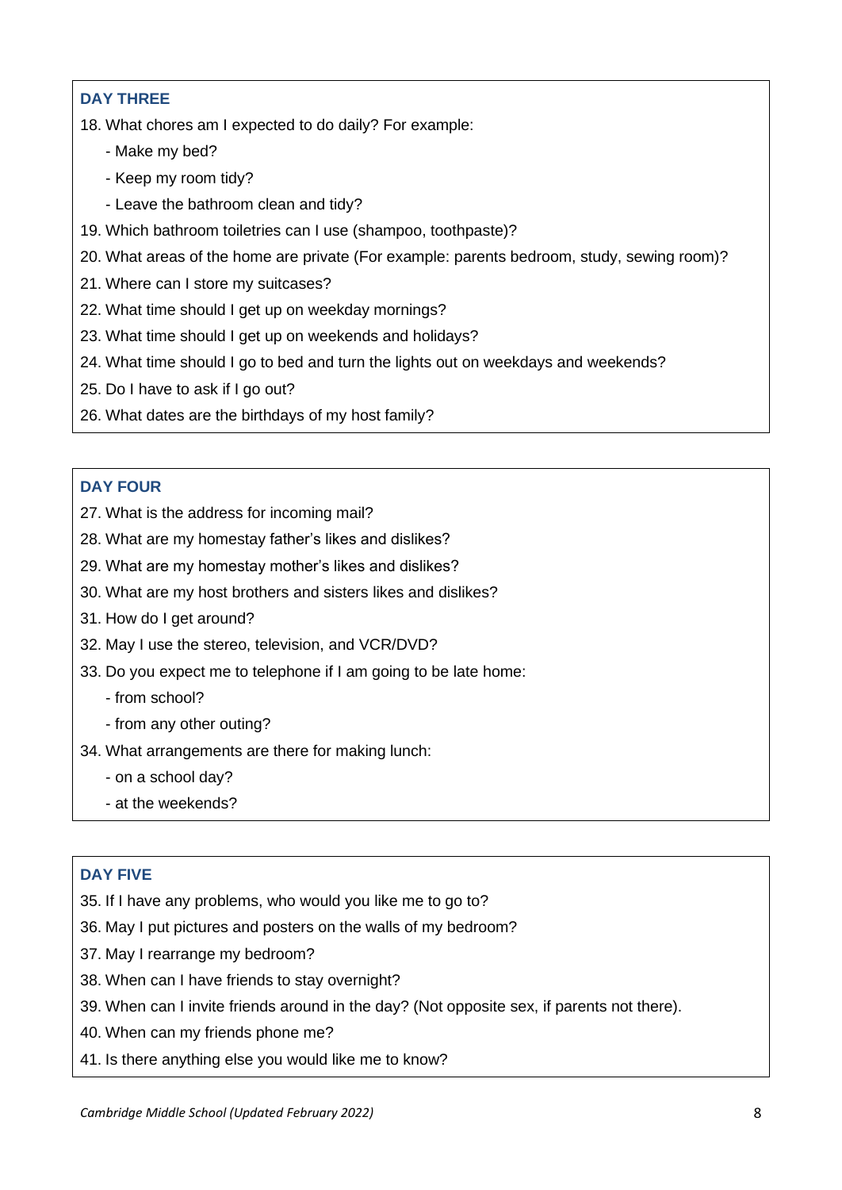### DAY THREE

18. What chores am I expected to do daily? For example:
    - Make my bed?
    - Keep my room tidy?
    - Leave the bathroom clean and tidy?
19. Which bathroom toiletries can I use (shampoo, toothpaste)?
20. What areas of the home are private (For example: parents bedroom, study, sewing room)?
21. Where can I store my suitcases?
22. What time should I get up on weekday mornings?
23. What time should I get up on weekends and holidays?
24. What time should I go to bed and turn the lights out on weekdays and weekends?
25. Do I have to ask if I go out?
26. What dates are the birthdays of my host family?

### DAY FOUR

27. What is the address for incoming mail?
28. What are my homestay father's likes and dislikes?
29. What are my homestay mother's likes and dislikes?
30. What are my host brothers and sisters likes and dislikes?
31. How do I get around?
32. May I use the stereo, television, and VCR/DVD?
33. Do you expect me to telephone if I am going to be late home:
    - from school?
    - from any other outing?
34. What arrangements are there for making lunch:
    - on a school day?
    - at the weekends?

### DAY FIVE

35. If I have any problems, who would you like me to go to?
36. May I put pictures and posters on the walls of my bedroom?
37. May I rearrange my bedroom?
38. When can I have friends to stay overnight?
39. When can I invite friends around in the day? (Not opposite sex, if parents not there).
40. When can my friends phone me?
41. Is there anything else you would like me to know?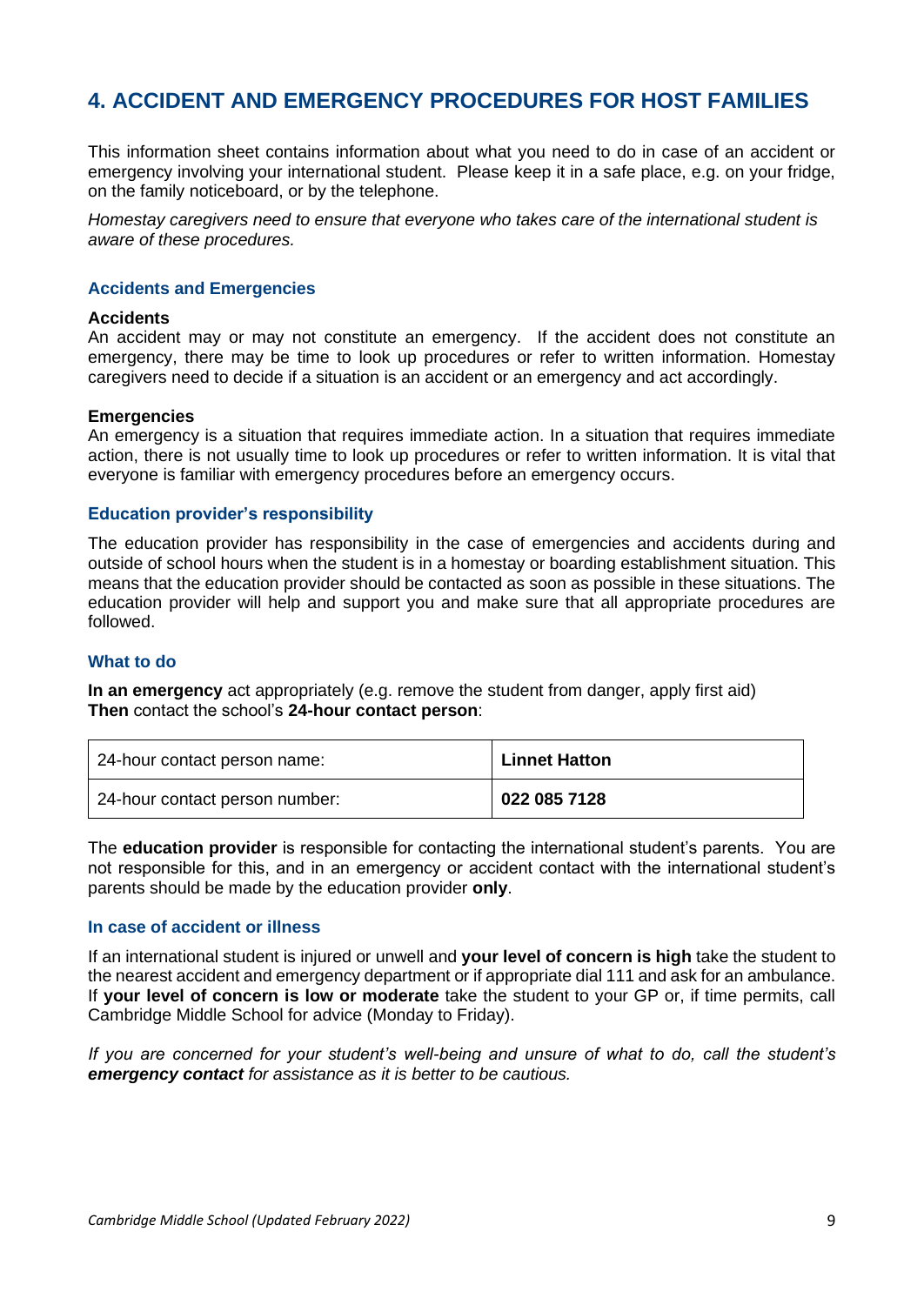## 4. ACCIDENT AND EMERGENCY PROCEDURES FOR HOST FAMILIES

This information sheet contains information about what you need to do in case of an accident or emergency involving your international student. Please keep it in a safe place, e.g. on your fridge, on the family noticeboard, or by the telephone.

*Homestay caregivers need to ensure that everyone who takes care of the international student is aware of these procedures.*

### Accidents and Emergencies

**Accidents**
An accident may or may not constitute an emergency. If the accident does not constitute an emergency, there may be time to look up procedures or refer to written information. Homestay caregivers need to decide if a situation is an accident or an emergency and act accordingly.

**Emergencies**
An emergency is a situation that requires immediate action. In a situation that requires immediate action, there is not usually time to look up procedures or refer to written information. It is vital that everyone is familiar with emergency procedures before an emergency occurs.

### Education provider's responsibility

The education provider has responsibility in the case of emergencies and accidents during and outside of school hours when the student is in a homestay or boarding establishment situation. This means that the education provider should be contacted as soon as possible in these situations. The education provider will help and support you and make sure that all appropriate procedures are followed.

### What to do

**In an emergency** act appropriately (e.g. remove the student from danger, apply first aid)
**Then** contact the school's **24-hour contact person**:

| 24-hour contact person name: | **Linnet Hatton** |
|---|---|
| 24-hour contact person number: | **022 085 7128** |

The **education provider** is responsible for contacting the international student's parents. You are not responsible for this, and in an emergency or accident contact with the international student's parents should be made by the education provider **only**.

### In case of accident or illness

If an international student is injured or unwell and **your level of concern is high** take the student to the nearest accident and emergency department or if appropriate dial 111 and ask for an ambulance. If **your level of concern is low or moderate** take the student to your GP or, if time permits, call Cambridge Middle School for advice (Monday to Friday).

*If you are concerned for your student's well-being and unsure of what to do, call the student's **emergency contact** for assistance as it is better to be cautious.*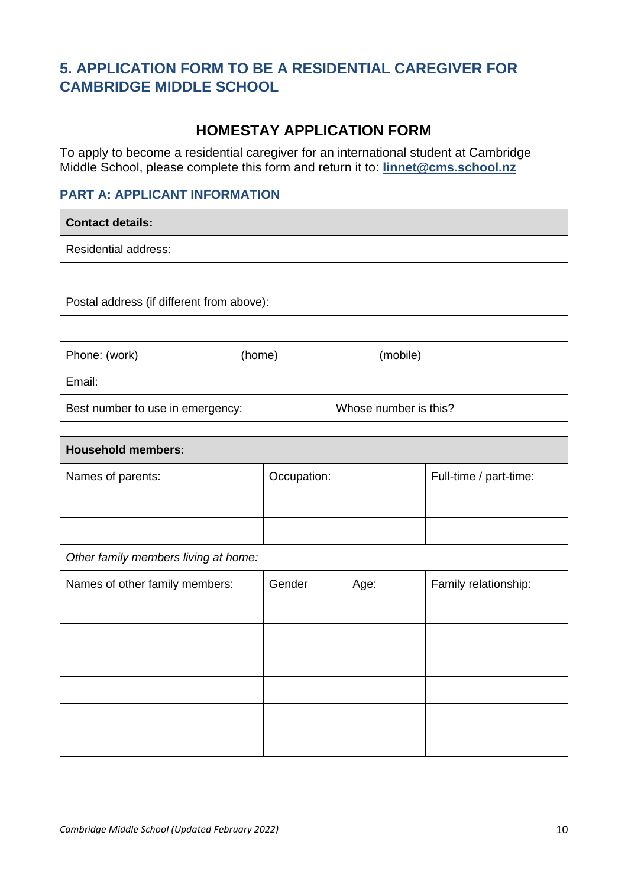## 5. APPLICATION FORM TO BE A RESIDENTIAL CAREGIVER FOR CAMBRIDGE MIDDLE SCHOOL

### HOMESTAY APPLICATION FORM

To apply to become a residential caregiver for an international student at Cambridge Middle School, please complete this form and return it to: **linnet@cms.school.nz**

### PART A: APPLICANT INFORMATION

| **Contact details:** | | |
|---|---|---|
| Residential address: | | |
| | | |
| Postal address (if different from above): | | |
| | | |
| Phone: (work) | (home) | (mobile) |
| Email: | | |
| Best number to use in emergency: | Whose number is this? | |

| **Household members:** | | | |
|---|---|---|---|
| Names of parents: | Occupation: | | Full-time / part-time: |
| | | | |
| | | | |
| *Other family members living at home:* | | | |
| Names of other family members: | Gender | Age: | Family relationship: |
| | | | |
| | | | |
| | | | |
| | | | |
| | | | |
| | | | |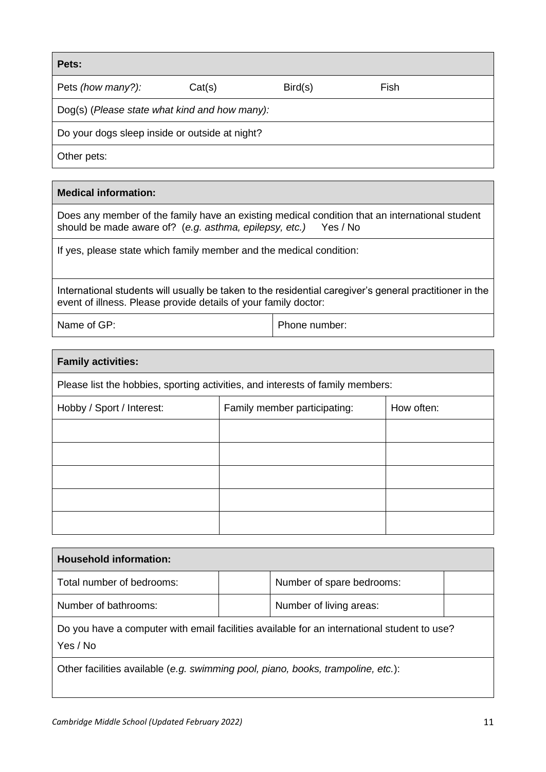| **Pets:** | | | |
|---|---|---|---|
| Pets *(how many?):* | Cat(s) | Bird(s) | Fish |
| Dog(s) (*Please state what kind and how many):* | | | |
| Do your dogs sleep inside or outside at night? | | | |
| Other pets: | | | |

| **Medical information:** | |
|---|---|
| Does any member of the family have an existing medical condition that an international student should be made aware of? (*e.g. asthma, epilepsy, etc.)* Yes / No | |
| If yes, please state which family member and the medical condition: | |
| International students will usually be taken to the residential caregiver's general practitioner in the event of illness. Please provide details of your family doctor: | |
| Name of GP: | Phone number: |

| **Family activities:** | | |
|---|---|---|
| Please list the hobbies, sporting activities, and interests of family members: | | |
| Hobby / Sport / Interest: | Family member participating: | How often: |
| | | |
| | | |
| | | |
| | | |
| | | |

| **Household information:** | | | |
|---|---|---|---|
| Total number of bedrooms: | | Number of spare bedrooms: | |
| Number of bathrooms: | | Number of living areas: | |
| Do you have a computer with email facilities available for an international student to use? Yes / No | | | |
| Other facilities available (*e.g. swimming pool, piano, books, trampoline, etc.*): | | | |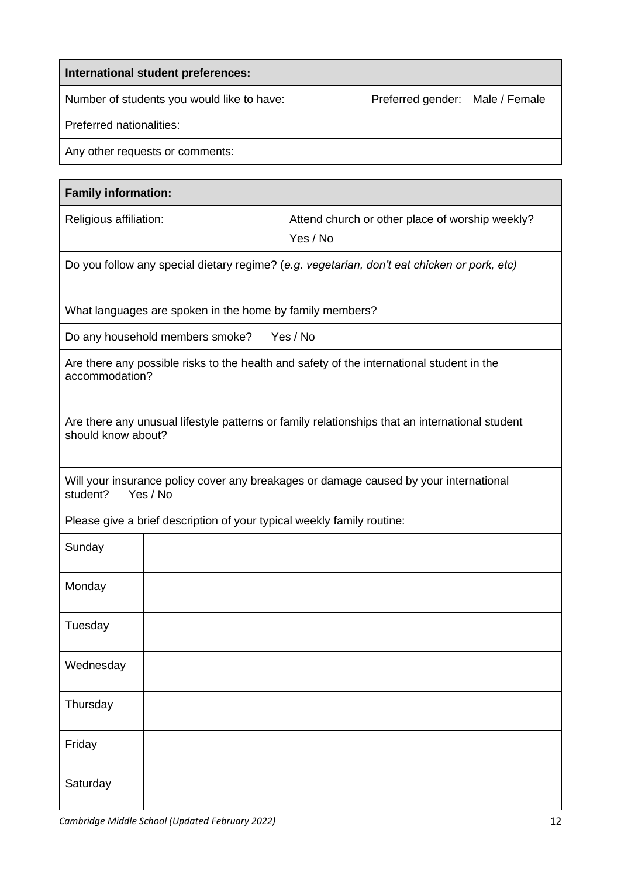| International student preferences: | | | |
|---|---|---|---|
| Number of students you would like to have: | | Preferred gender: | Male / Female |
| Preferred nationalities: | | | |
| Any other requests or comments: | | | |

| Family information: | |
|---|---|
| Religious affiliation: | Attend church or other place of worship weekly? Yes / No |
| Do you follow any special dietary regime? (*e.g. vegetarian, don't eat chicken or pork, etc)* | |
| What languages are spoken in the home by family members? | |
| Do any household members smoke? Yes / No | |
| Are there any possible risks to the health and safety of the international student in the accommodation? | |
| Are there any unusual lifestyle patterns or family relationships that an international student should know about? | |
| Will your insurance policy cover any breakages or damage caused by your international student? Yes / No | |
| Please give a brief description of your typical weekly family routine: | |
| Sunday | |
| Monday | |
| Tuesday | |
| Wednesday | |
| Thursday | |
| Friday | |
| Saturday | |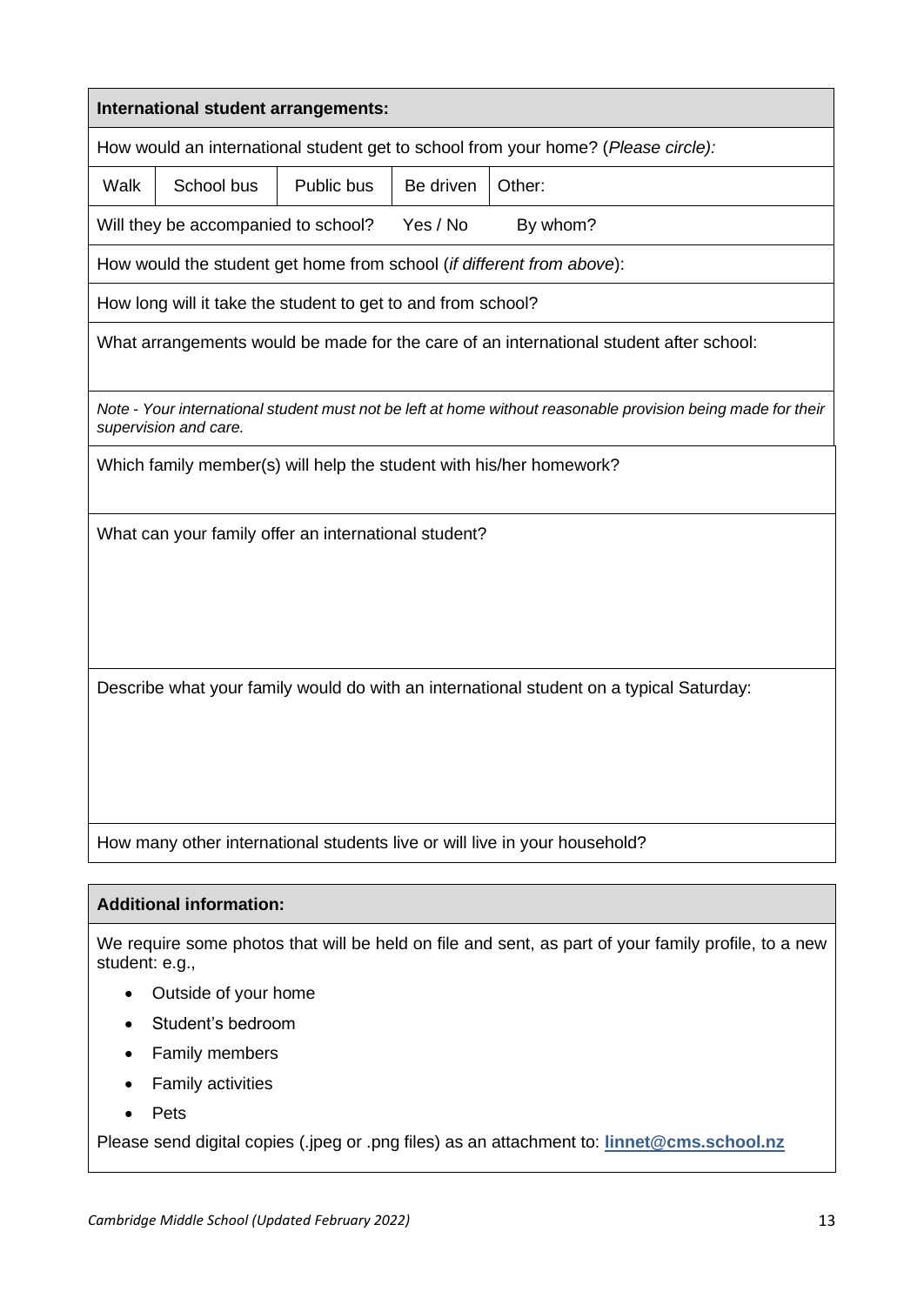**International student arrangements:**

How would an international student get to school from your home? (*Please circle):*

| Walk | School bus | Public bus | Be driven | Other: |
|---|---|---|---|---|

Will they be accompanied to school? Yes / No By whom?

How would the student get home from school (*if different from above*):

How long will it take the student to get to and from school?

What arrangements would be made for the care of an international student after school:

*Note - Your international student must not be left at home without reasonable provision being made for their supervision and care.*

Which family member(s) will help the student with his/her homework?

What can your family offer an international student?

Describe what your family would do with an international student on a typical Saturday:

How many other international students live or will live in your household?

**Additional information:**

We require some photos that will be held on file and sent, as part of your family profile, to a new student: e.g.,

- Outside of your home
- Student's bedroom
- Family members
- Family activities
- Pets

Please send digital copies (.jpeg or .png files) as an attachment to: **linnet@cms.school.nz**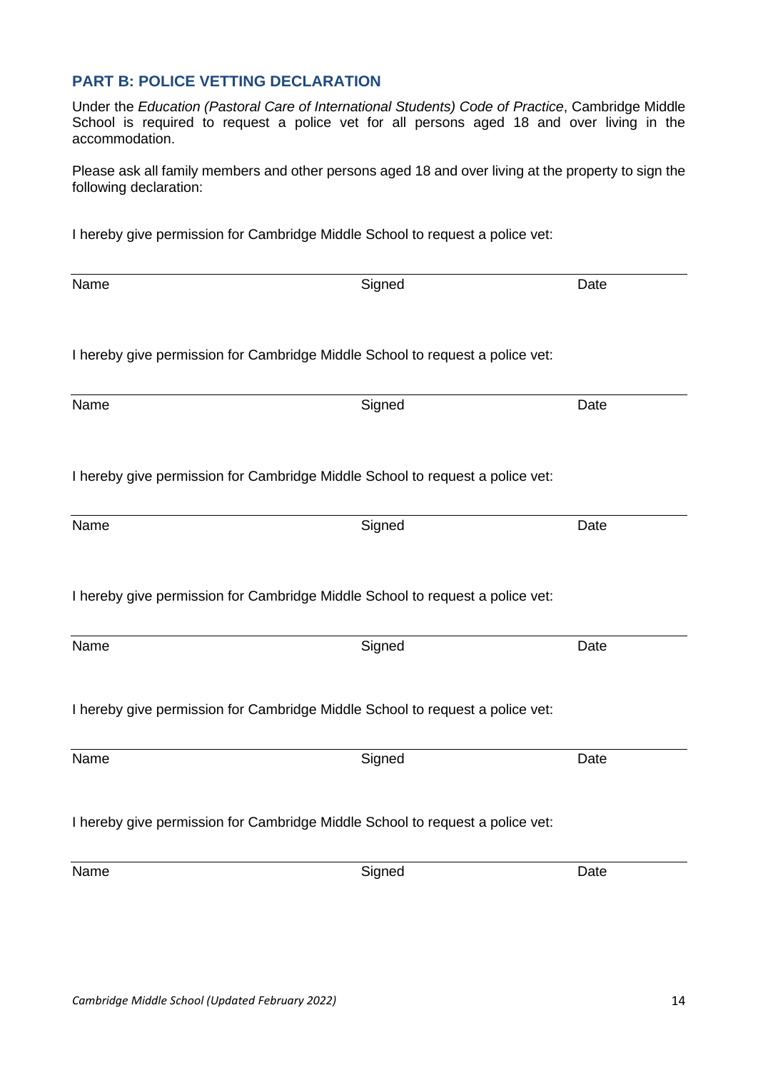## PART B: POLICE VETTING DECLARATION

Under the *Education (Pastoral Care of International Students) Code of Practice*, Cambridge Middle School is required to request a police vet for all persons aged 18 and over living in the accommodation.

Please ask all family members and other persons aged 18 and over living at the property to sign the following declaration:

I hereby give permission for Cambridge Middle School to request a police vet:

| Name | Signed | Date |
|---|---|---|

I hereby give permission for Cambridge Middle School to request a police vet:

| Name | Signed | Date |
|---|---|---|

I hereby give permission for Cambridge Middle School to request a police vet:

| Name | Signed | Date |
|---|---|---|

I hereby give permission for Cambridge Middle School to request a police vet:

| Name | Signed | Date |
|---|---|---|

I hereby give permission for Cambridge Middle School to request a police vet:

| Name | Signed | Date |
|---|---|---|

I hereby give permission for Cambridge Middle School to request a police vet:

| Name | Signed | Date |
|---|---|---|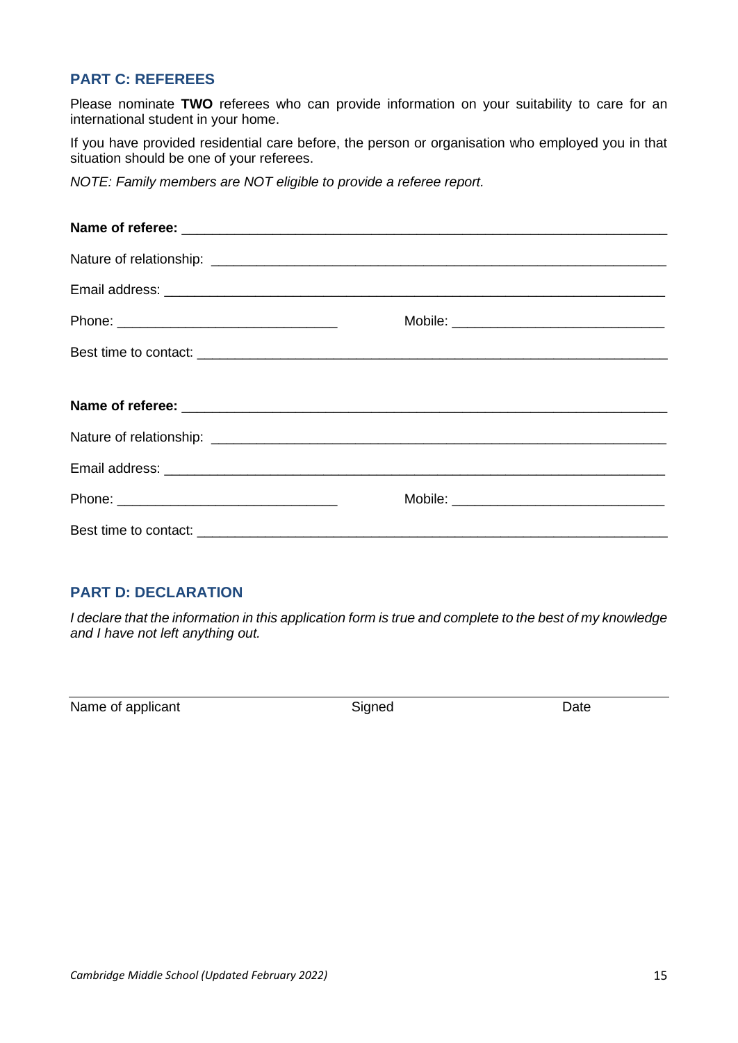## PART C: REFEREES

Please nominate **TWO** referees who can provide information on your suitability to care for an international student in your home.

If you have provided residential care before, the person or organisation who employed you in that situation should be one of your referees.

*NOTE: Family members are NOT eligible to provide a referee report.*

**Name of referee:** ______________________________________________________________

Nature of relationship: ____________________________________________________________

Email address: ___________________________________________________________________

Phone: ______________________________ Mobile: ____________________________

Best time to contact: ______________________________________________________________

**Name of referee:** ______________________________________________________________

Nature of relationship: ____________________________________________________________

Email address: ___________________________________________________________________

Phone: ______________________________ Mobile: ____________________________

Best time to contact: ______________________________________________________________

## PART D: DECLARATION

*I declare that the information in this application form is true and complete to the best of my knowledge and I have not left anything out.*

______________________________________________________________________________

Name of applicant Signed Date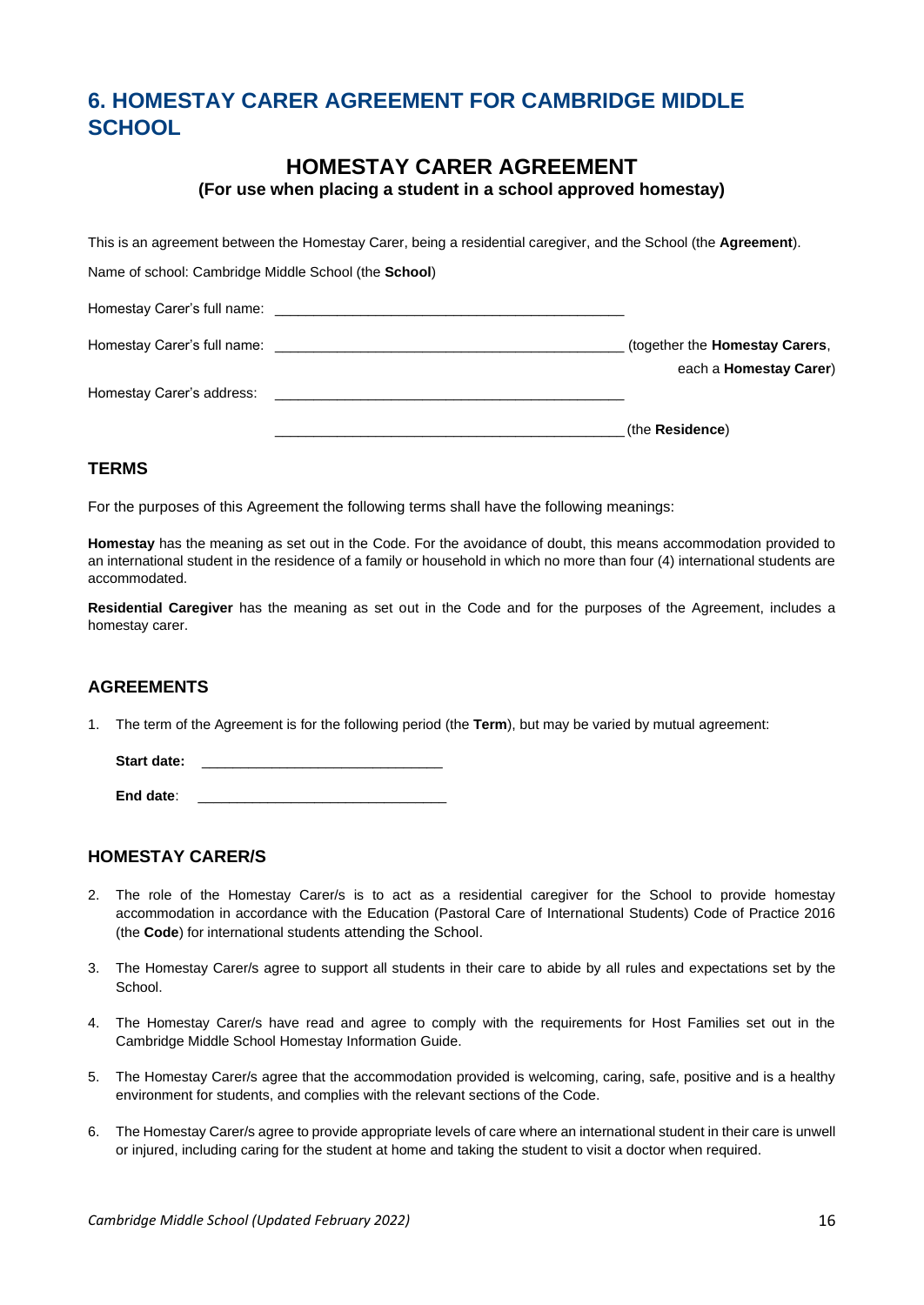# 6. HOMESTAY CARER AGREEMENT FOR CAMBRIDGE MIDDLE SCHOOL

## HOMESTAY CARER AGREEMENT

**(For use when placing a student in a school approved homestay)**

This is an agreement between the Homestay Carer, being a residential caregiver, and the School (the **Agreement**).

Name of school: Cambridge Middle School (the **School**)

Homestay Carer's full name: ____________________________________________

Homestay Carer's full name: ____________________________________________ (together the **Homestay Carers**, each a **Homestay Carer**)

Homestay Carer's address: ____________________________________________

____________________________________________ (the **Residence**)

### TERMS

For the purposes of this Agreement the following terms shall have the following meanings:

**Homestay** has the meaning as set out in the Code. For the avoidance of doubt, this means accommodation provided to an international student in the residence of a family or household in which no more than four (4) international students are accommodated.

**Residential Caregiver** has the meaning as set out in the Code and for the purposes of the Agreement, includes a homestay carer.

### AGREEMENTS

1. The term of the Agreement is for the following period (the **Term**), but may be varied by mutual agreement:

   **Start date:** ______________________________

   **End date**: _______________________________

### HOMESTAY CARER/S

2. The role of the Homestay Carer/s is to act as a residential caregiver for the School to provide homestay accommodation in accordance with the Education (Pastoral Care of International Students) Code of Practice 2016 (the **Code**) for international students attending the School.

3. The Homestay Carer/s agree to support all students in their care to abide by all rules and expectations set by the School.

4. The Homestay Carer/s have read and agree to comply with the requirements for Host Families set out in the Cambridge Middle School Homestay Information Guide.

5. The Homestay Carer/s agree that the accommodation provided is welcoming, caring, safe, positive and is a healthy environment for students, and complies with the relevant sections of the Code.

6. The Homestay Carer/s agree to provide appropriate levels of care where an international student in their care is unwell or injured, including caring for the student at home and taking the student to visit a doctor when required.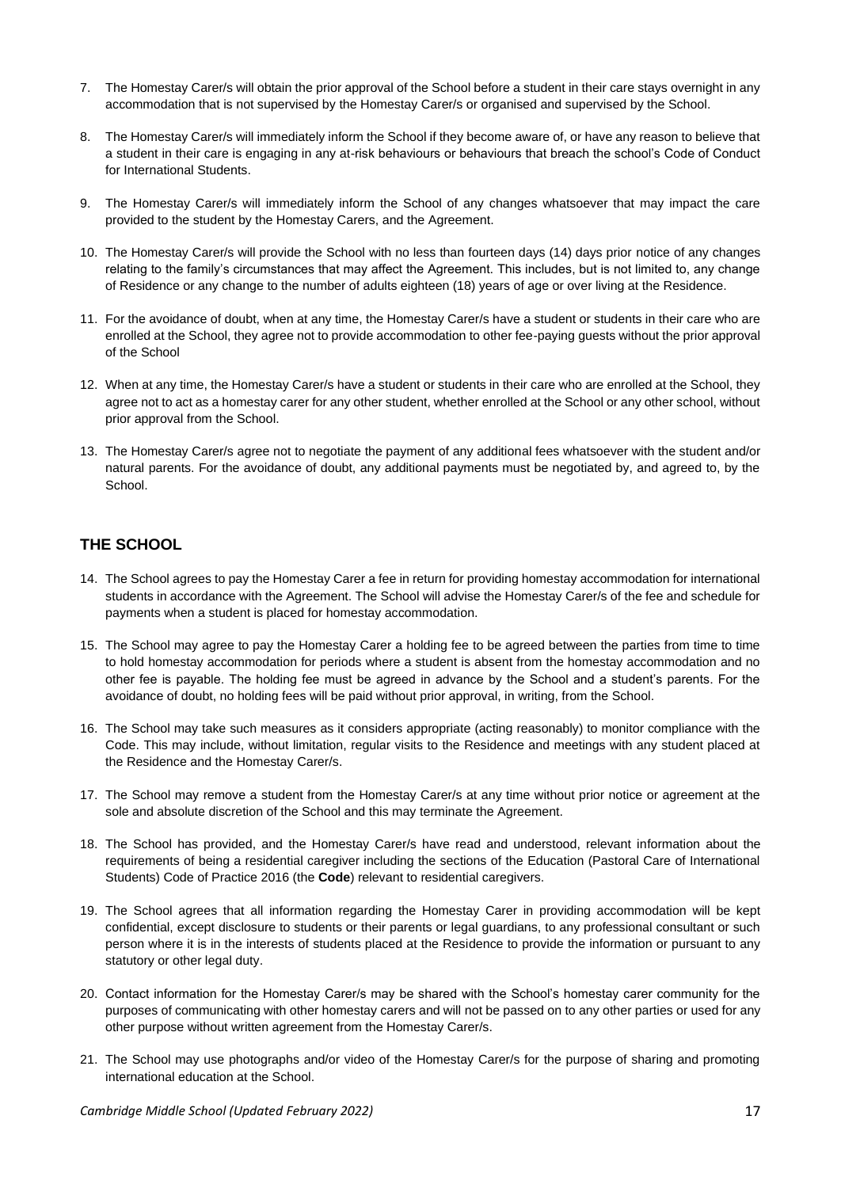7. The Homestay Carer/s will obtain the prior approval of the School before a student in their care stays overnight in any accommodation that is not supervised by the Homestay Carer/s or organised and supervised by the School.

8. The Homestay Carer/s will immediately inform the School if they become aware of, or have any reason to believe that a student in their care is engaging in any at-risk behaviours or behaviours that breach the school's Code of Conduct for International Students.

9. The Homestay Carer/s will immediately inform the School of any changes whatsoever that may impact the care provided to the student by the Homestay Carers, and the Agreement.

10. The Homestay Carer/s will provide the School with no less than fourteen days (14) days prior notice of any changes relating to the family's circumstances that may affect the Agreement. This includes, but is not limited to, any change of Residence or any change to the number of adults eighteen (18) years of age or over living at the Residence.

11. For the avoidance of doubt, when at any time, the Homestay Carer/s have a student or students in their care who are enrolled at the School, they agree not to provide accommodation to other fee-paying guests without the prior approval of the School

12. When at any time, the Homestay Carer/s have a student or students in their care who are enrolled at the School, they agree not to act as a homestay carer for any other student, whether enrolled at the School or any other school, without prior approval from the School.

13. The Homestay Carer/s agree not to negotiate the payment of any additional fees whatsoever with the student and/or natural parents. For the avoidance of doubt, any additional payments must be negotiated by, and agreed to, by the School.

## THE SCHOOL

14. The School agrees to pay the Homestay Carer a fee in return for providing homestay accommodation for international students in accordance with the Agreement. The School will advise the Homestay Carer/s of the fee and schedule for payments when a student is placed for homestay accommodation.

15. The School may agree to pay the Homestay Carer a holding fee to be agreed between the parties from time to time to hold homestay accommodation for periods where a student is absent from the homestay accommodation and no other fee is payable. The holding fee must be agreed in advance by the School and a student's parents. For the avoidance of doubt, no holding fees will be paid without prior approval, in writing, from the School.

16. The School may take such measures as it considers appropriate (acting reasonably) to monitor compliance with the Code. This may include, without limitation, regular visits to the Residence and meetings with any student placed at the Residence and the Homestay Carer/s.

17. The School may remove a student from the Homestay Carer/s at any time without prior notice or agreement at the sole and absolute discretion of the School and this may terminate the Agreement.

18. The School has provided, and the Homestay Carer/s have read and understood, relevant information about the requirements of being a residential caregiver including the sections of the Education (Pastoral Care of International Students) Code of Practice 2016 (the **Code**) relevant to residential caregivers.

19. The School agrees that all information regarding the Homestay Carer in providing accommodation will be kept confidential, except disclosure to students or their parents or legal guardians, to any professional consultant or such person where it is in the interests of students placed at the Residence to provide the information or pursuant to any statutory or other legal duty.

20. Contact information for the Homestay Carer/s may be shared with the School's homestay carer community for the purposes of communicating with other homestay carers and will not be passed on to any other parties or used for any other purpose without written agreement from the Homestay Carer/s.

21. The School may use photographs and/or video of the Homestay Carer/s for the purpose of sharing and promoting international education at the School.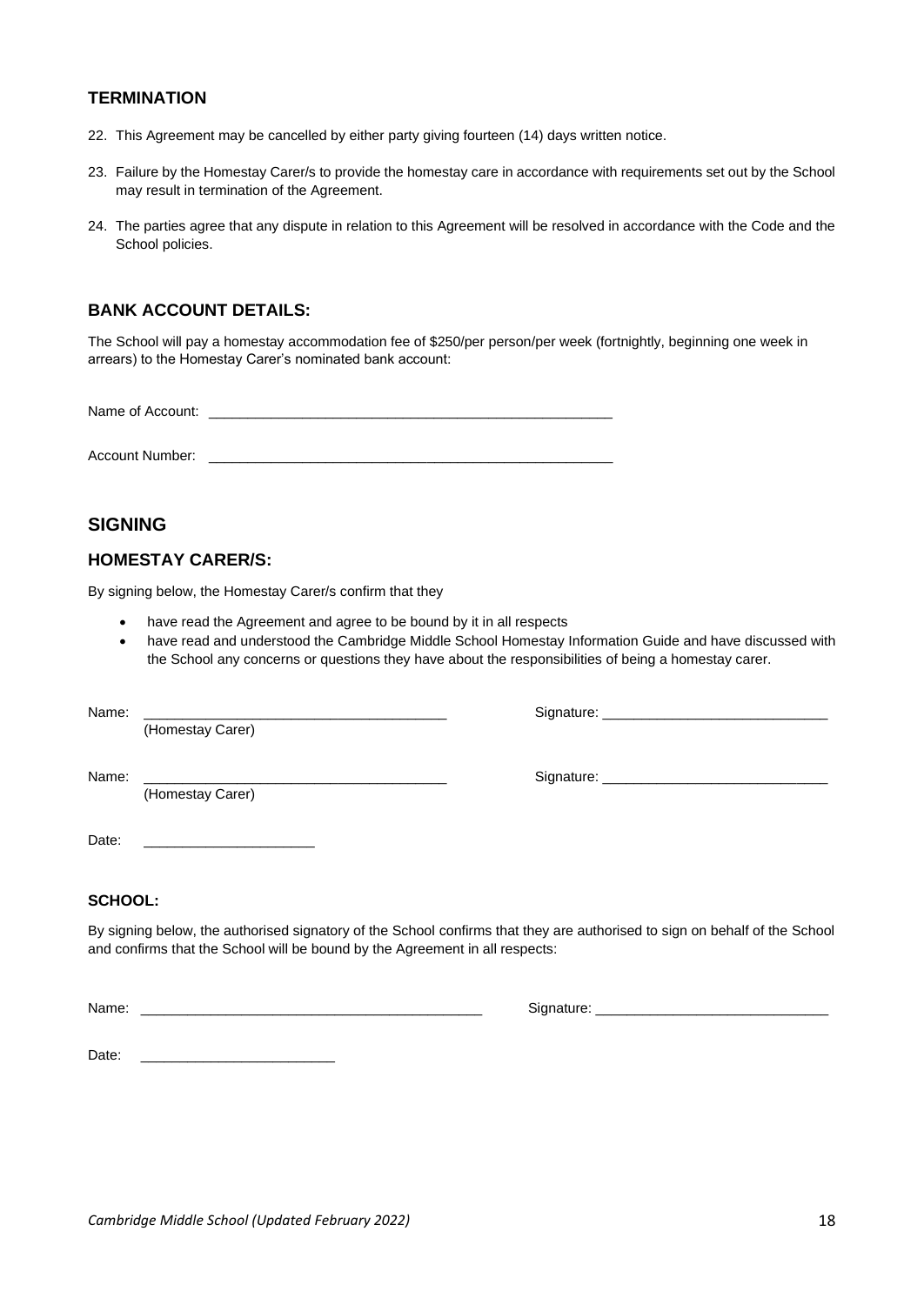## TERMINATION

22. This Agreement may be cancelled by either party giving fourteen (14) days written notice.
23. Failure by the Homestay Carer/s to provide the homestay care in accordance with requirements set out by the School may result in termination of the Agreement.
24. The parties agree that any dispute in relation to this Agreement will be resolved in accordance with the Code and the School policies.

## BANK ACCOUNT DETAILS:

The School will pay a homestay accommodation fee of $250/per person/per week (fortnightly, beginning one week in arrears) to the Homestay Carer's nominated bank account:

Name of Account: ____________________________________________________

Account Number: ____________________________________________________

# SIGNING

## HOMESTAY CARER/S:

By signing below, the Homestay Carer/s confirm that they

- have read the Agreement and agree to be bound by it in all respects
- have read and understood the Cambridge Middle School Homestay Information Guide and have discussed with the School any concerns or questions they have about the responsibilities of being a homestay carer.

Name: ______________________________________ Signature: _____________________________
(Homestay Carer)

Name: ______________________________________ Signature: _____________________________
(Homestay Carer)

Date: _____________________

### SCHOOL:

By signing below, the authorised signatory of the School confirms that they are authorised to sign on behalf of the School and confirms that the School will be bound by the Agreement in all respects:

Name: ____________________________________________ Signature: ______________________________

Date: ________________________

*Cambridge Middle School (Updated February 2022)*